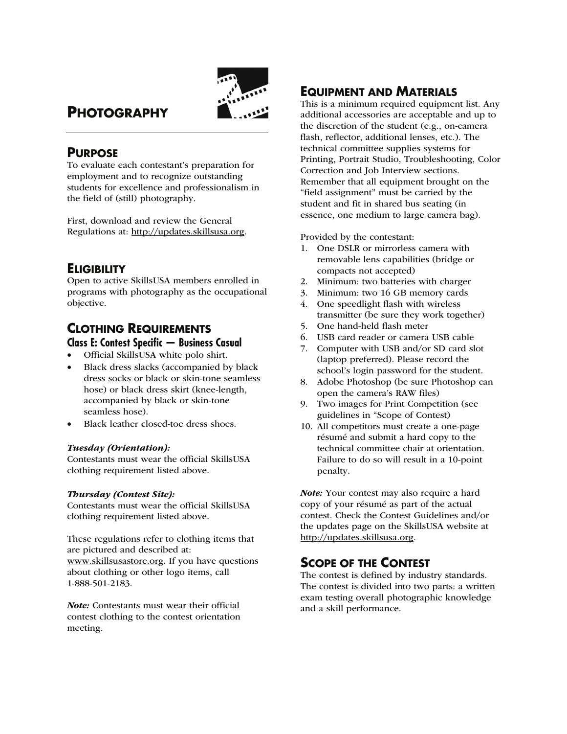# PHOTOGRAPHY

## PURPOSE

To evaluate each contestant's preparation for employment and to recognize outstanding students for excellence and professionalism in the field of (still) photography.

First, download and review the General Regulations at: http://updates.skillsusa.org.

## ELIGIBILITY

Open to active SkillsUSA members enrolled in programs with photography as the occupational objective.

## CLOTHING REQUIREMENTS

### Class E: Contest Specific — Business Casual

- Official SkillsUSA white polo shirt.
- Black dress slacks (accompanied by black dress socks or black or skin-tone seamless hose) or black dress skirt (knee-length, accompanied by black or skin-tone seamless hose).
- Black leather closed-toe dress shoes.

***Tuesday (Orientation):***
Contestants must wear the official SkillsUSA clothing requirement listed above.

***Thursday (Contest Site):***
Contestants must wear the official SkillsUSA clothing requirement listed above.

These regulations refer to clothing items that are pictured and described at: www.skillsusastore.org. If you have questions about clothing or other logo items, call 1-888-501-2183.

***Note:*** Contestants must wear their official contest clothing to the contest orientation meeting.

## EQUIPMENT AND MATERIALS

This is a minimum required equipment list. Any additional accessories are acceptable and up to the discretion of the student (e.g., on-camera flash, reflector, additional lenses, etc.). The technical committee supplies systems for Printing, Portrait Studio, Troubleshooting, Color Correction and Job Interview sections. Remember that all equipment brought on the "field assignment" must be carried by the student and fit in shared bus seating (in essence, one medium to large camera bag).

Provided by the contestant:

1. One DSLR or mirrorless camera with removable lens capabilities (bridge or compacts not accepted)
2. Minimum: two batteries with charger
3. Minimum: two 16 GB memory cards
4. One speedlight flash with wireless transmitter (be sure they work together)
5. One hand-held flash meter
6. USB card reader or camera USB cable
7. Computer with USB and/or SD card slot (laptop preferred). Please record the school's login password for the student.
8. Adobe Photoshop (be sure Photoshop can open the camera's RAW files)
9. Two images for Print Competition (see guidelines in "Scope of Contest)
10. All competitors must create a one-page résumé and submit a hard copy to the technical committee chair at orientation. Failure to do so will result in a 10-point penalty.

***Note:*** Your contest may also require a hard copy of your résumé as part of the actual contest. Check the Contest Guidelines and/or the updates page on the SkillsUSA website at http://updates.skillsusa.org.

## SCOPE OF THE CONTEST

The contest is defined by industry standards. The contest is divided into two parts: a written exam testing overall photographic knowledge and a skill performance.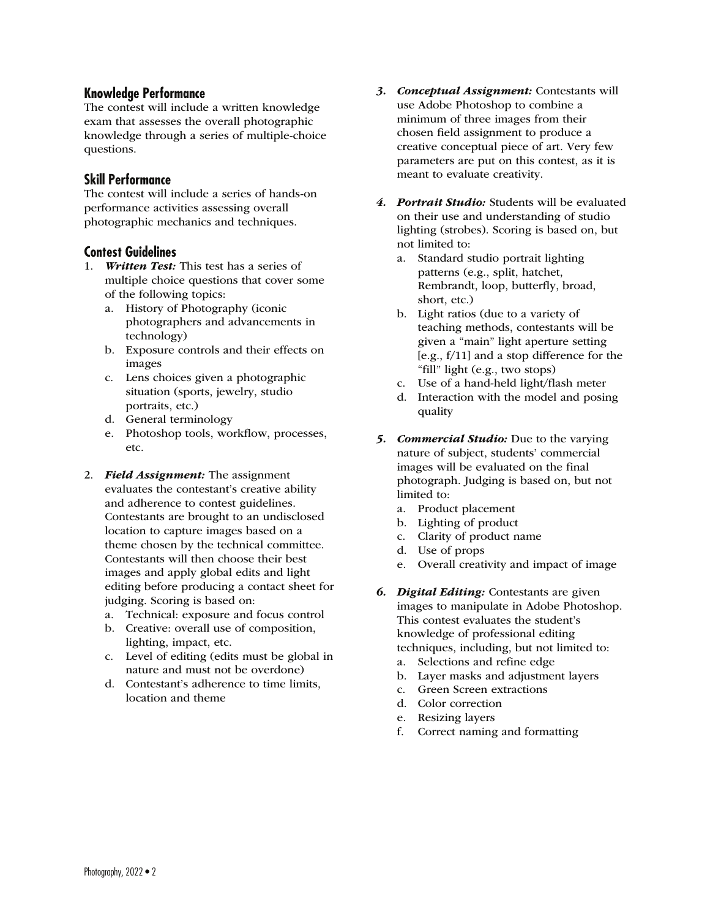## Knowledge Performance

The contest will include a written knowledge exam that assesses the overall photographic knowledge through a series of multiple-choice questions.

## Skill Performance

The contest will include a series of hands-on performance activities assessing overall photographic mechanics and techniques.

## Contest Guidelines

1. ***Written Test:*** This test has a series of multiple choice questions that cover some of the following topics:
   a. History of Photography (iconic photographers and advancements in technology)
   b. Exposure controls and their effects on images
   c. Lens choices given a photographic situation (sports, jewelry, studio portraits, etc.)
   d. General terminology
   e. Photoshop tools, workflow, processes, etc.

2. ***Field Assignment:*** The assignment evaluates the contestant's creative ability and adherence to contest guidelines. Contestants are brought to an undisclosed location to capture images based on a theme chosen by the technical committee. Contestants will then choose their best images and apply global edits and light editing before producing a contact sheet for judging. Scoring is based on:
   a. Technical: exposure and focus control
   b. Creative: overall use of composition, lighting, impact, etc.
   c. Level of editing (edits must be global in nature and must not be overdone)
   d. Contestant's adherence to time limits, location and theme

3. ***Conceptual Assignment:*** Contestants will use Adobe Photoshop to combine a minimum of three images from their chosen field assignment to produce a creative conceptual piece of art. Very few parameters are put on this contest, as it is meant to evaluate creativity.

4. ***Portrait Studio:*** Students will be evaluated on their use and understanding of studio lighting (strobes). Scoring is based on, but not limited to:
   a. Standard studio portrait lighting patterns (e.g., split, hatchet, Rembrandt, loop, butterfly, broad, short, etc.)
   b. Light ratios (due to a variety of teaching methods, contestants will be given a "main" light aperture setting [e.g., f/11] and a stop difference for the "fill" light (e.g., two stops)
   c. Use of a hand-held light/flash meter
   d. Interaction with the model and posing quality

5. ***Commercial Studio:*** Due to the varying nature of subject, students' commercial images will be evaluated on the final photograph. Judging is based on, but not limited to:
   a. Product placement
   b. Lighting of product
   c. Clarity of product name
   d. Use of props
   e. Overall creativity and impact of image

6. ***Digital Editing:*** Contestants are given images to manipulate in Adobe Photoshop. This contest evaluates the student's knowledge of professional editing techniques, including, but not limited to:
   a. Selections and refine edge
   b. Layer masks and adjustment layers
   c. Green Screen extractions
   d. Color correction
   e. Resizing layers
   f. Correct naming and formatting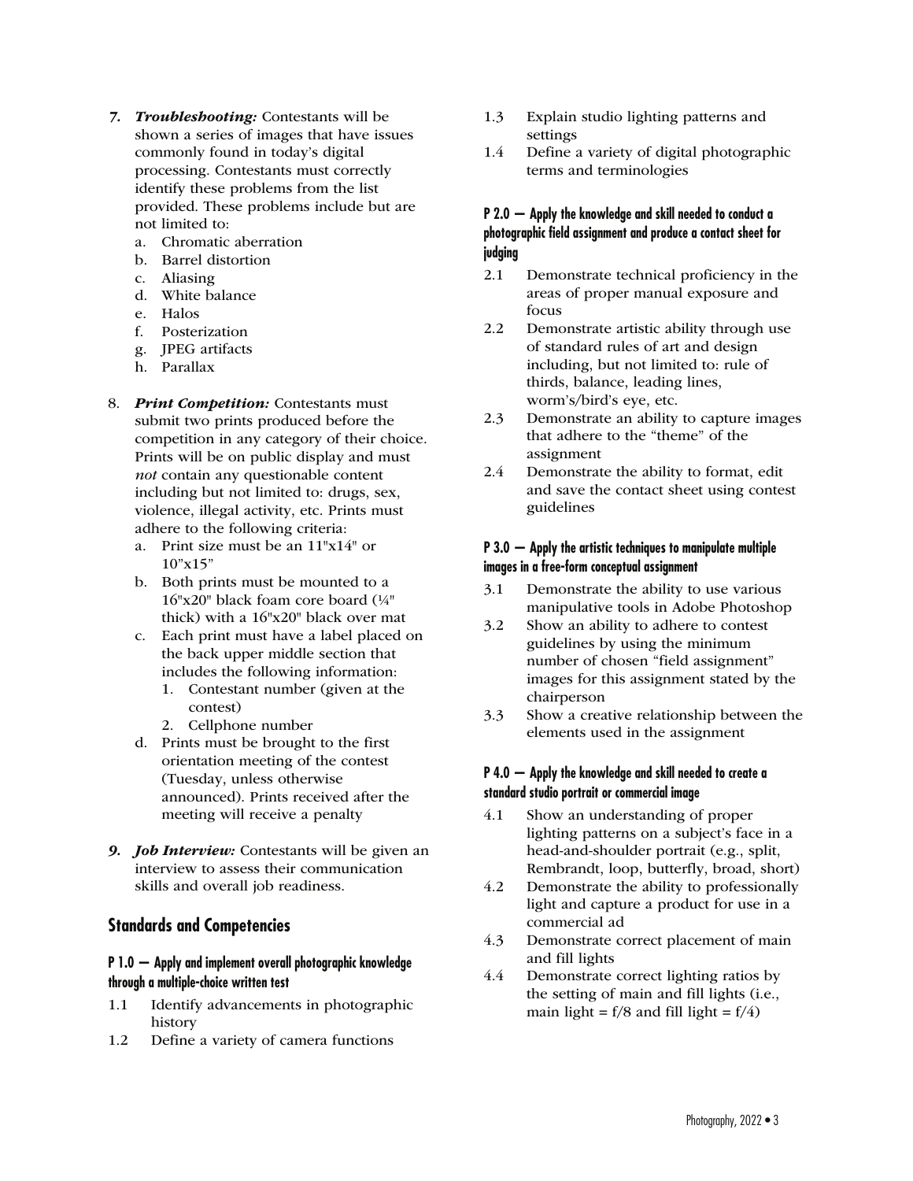7. ***Troubleshooting:*** Contestants will be shown a series of images that have issues commonly found in today's digital processing. Contestants must correctly identify these problems from the list provided. These problems include but are not limited to:
   a. Chromatic aberration
   b. Barrel distortion
   c. Aliasing
   d. White balance
   e. Halos
   f. Posterization
   g. JPEG artifacts
   h. Parallax

8. ***Print Competition:*** Contestants must submit two prints produced before the competition in any category of their choice. Prints will be on public display and must *not* contain any questionable content including but not limited to: drugs, sex, violence, illegal activity, etc. Prints must adhere to the following criteria:
   a. Print size must be an 11"x14" or 10"x15"
   b. Both prints must be mounted to a 16"x20" black foam core board (¼" thick) with a 16"x20" black over mat
   c. Each print must have a label placed on the back upper middle section that includes the following information:
      1. Contestant number (given at the contest)
      2. Cellphone number
   d. Prints must be brought to the first orientation meeting of the contest (Tuesday, unless otherwise announced). Prints received after the meeting will receive a penalty

9. ***Job Interview:*** Contestants will be given an interview to assess their communication skills and overall job readiness.

## Standards and Competencies

### P 1.0 — Apply and implement overall photographic knowledge through a multiple-choice written test

1.1 Identify advancements in photographic history
1.2 Define a variety of camera functions
1.3 Explain studio lighting patterns and settings
1.4 Define a variety of digital photographic terms and terminologies

### P 2.0 — Apply the knowledge and skill needed to conduct a photographic field assignment and produce a contact sheet for judging

2.1 Demonstrate technical proficiency in the areas of proper manual exposure and focus
2.2 Demonstrate artistic ability through use of standard rules of art and design including, but not limited to: rule of thirds, balance, leading lines, worm's/bird's eye, etc.
2.3 Demonstrate an ability to capture images that adhere to the "theme" of the assignment
2.4 Demonstrate the ability to format, edit and save the contact sheet using contest guidelines

### P 3.0 — Apply the artistic techniques to manipulate multiple images in a free-form conceptual assignment

3.1 Demonstrate the ability to use various manipulative tools in Adobe Photoshop
3.2 Show an ability to adhere to contest guidelines by using the minimum number of chosen "field assignment" images for this assignment stated by the chairperson
3.3 Show a creative relationship between the elements used in the assignment

### P 4.0 — Apply the knowledge and skill needed to create a standard studio portrait or commercial image

4.1 Show an understanding of proper lighting patterns on a subject's face in a head-and-shoulder portrait (e.g., split, Rembrandt, loop, butterfly, broad, short)
4.2 Demonstrate the ability to professionally light and capture a product for use in a commercial ad
4.3 Demonstrate correct placement of main and fill lights
4.4 Demonstrate correct lighting ratios by the setting of main and fill lights (i.e., main light = f/8 and fill light = f/4)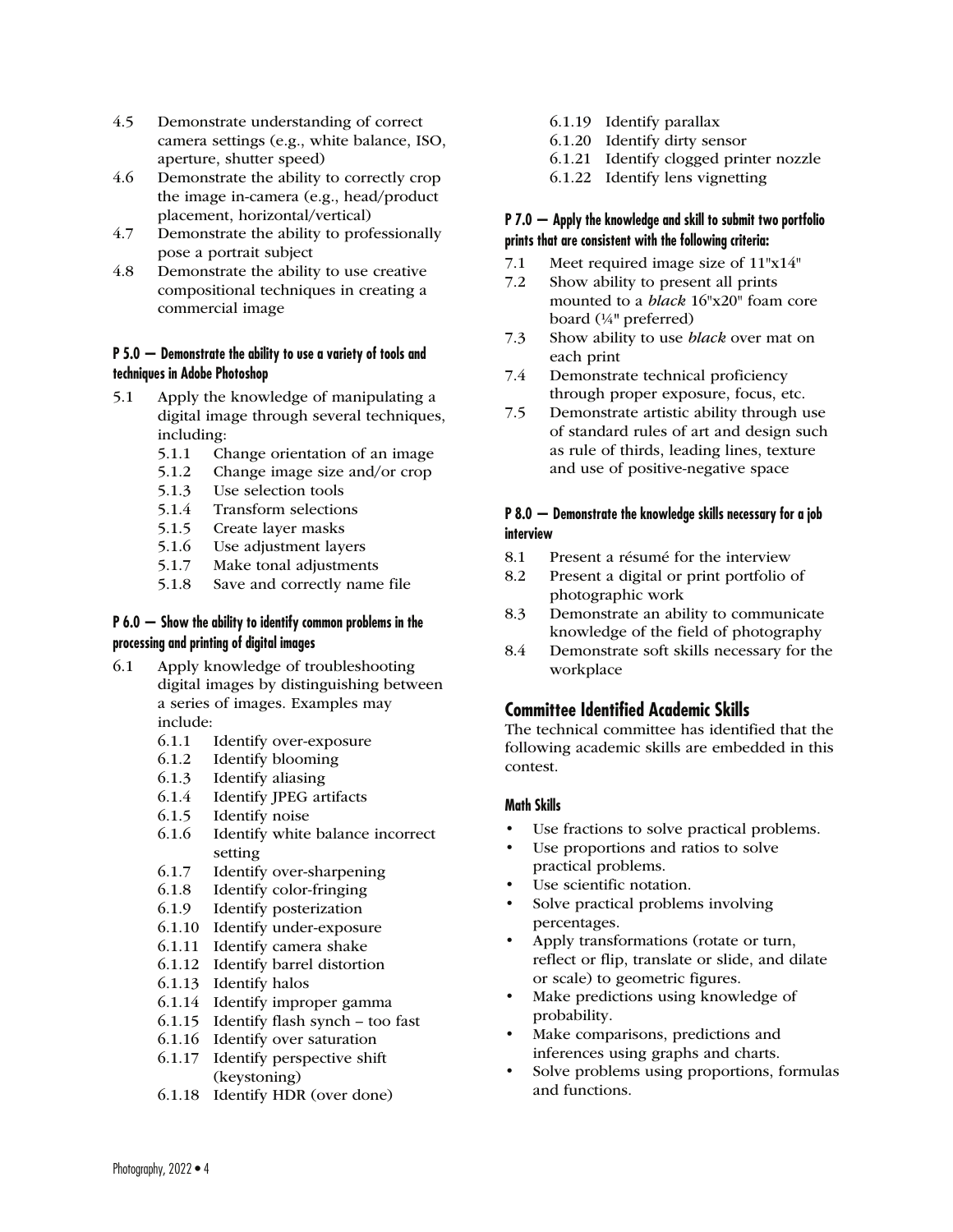4.5 Demonstrate understanding of correct camera settings (e.g., white balance, ISO, aperture, shutter speed)

4.6 Demonstrate the ability to correctly crop the image in-camera (e.g., head/product placement, horizontal/vertical)

4.7 Demonstrate the ability to professionally pose a portrait subject

4.8 Demonstrate the ability to use creative compositional techniques in creating a commercial image

#### P 5.0 — Demonstrate the ability to use a variety of tools and techniques in Adobe Photoshop

5.1 Apply the knowledge of manipulating a digital image through several techniques, including:

- 5.1.1 Change orientation of an image
- 5.1.2 Change image size and/or crop
- 5.1.3 Use selection tools
- 5.1.4 Transform selections
- 5.1.5 Create layer masks
- 5.1.6 Use adjustment layers
- 5.1.7 Make tonal adjustments
- 5.1.8 Save and correctly name file

#### P 6.0 — Show the ability to identify common problems in the processing and printing of digital images

6.1 Apply knowledge of troubleshooting digital images by distinguishing between a series of images. Examples may include:

- 6.1.1 Identify over-exposure
- 6.1.2 Identify blooming
- 6.1.3 Identify aliasing
- 6.1.4 Identify JPEG artifacts
- 6.1.5 Identify noise
- 6.1.6 Identify white balance incorrect setting
- 6.1.7 Identify over-sharpening
- 6.1.8 Identify color-fringing
- 6.1.9 Identify posterization
- 6.1.10 Identify under-exposure
- 6.1.11 Identify camera shake
- 6.1.12 Identify barrel distortion
- 6.1.13 Identify halos
- 6.1.14 Identify improper gamma
- 6.1.15 Identify flash synch – too fast
- 6.1.16 Identify over saturation
- 6.1.17 Identify perspective shift (keystoning)
- 6.1.18 Identify HDR (over done)
- 6.1.19 Identify parallax
- 6.1.20 Identify dirty sensor
- 6.1.21 Identify clogged printer nozzle
- 6.1.22 Identify lens vignetting

#### P 7.0 — Apply the knowledge and skill to submit two portfolio prints that are consistent with the following criteria:

7.1 Meet required image size of 11"x14"

7.2 Show ability to present all prints mounted to a *black* 16"x20" foam core board (¼" preferred)

7.3 Show ability to use *black* over mat on each print

7.4 Demonstrate technical proficiency through proper exposure, focus, etc.

7.5 Demonstrate artistic ability through use of standard rules of art and design such as rule of thirds, leading lines, texture and use of positive-negative space

#### P 8.0 — Demonstrate the knowledge skills necessary for a job interview

8.1 Present a résumé for the interview

8.2 Present a digital or print portfolio of photographic work

8.3 Demonstrate an ability to communicate knowledge of the field of photography

8.4 Demonstrate soft skills necessary for the workplace

## Committee Identified Academic Skills

The technical committee has identified that the following academic skills are embedded in this contest.

#### Math Skills

- Use fractions to solve practical problems.
- Use proportions and ratios to solve practical problems.
- Use scientific notation.
- Solve practical problems involving percentages.
- Apply transformations (rotate or turn, reflect or flip, translate or slide, and dilate or scale) to geometric figures.
- Make predictions using knowledge of probability.
- Make comparisons, predictions and inferences using graphs and charts.
- Solve problems using proportions, formulas and functions.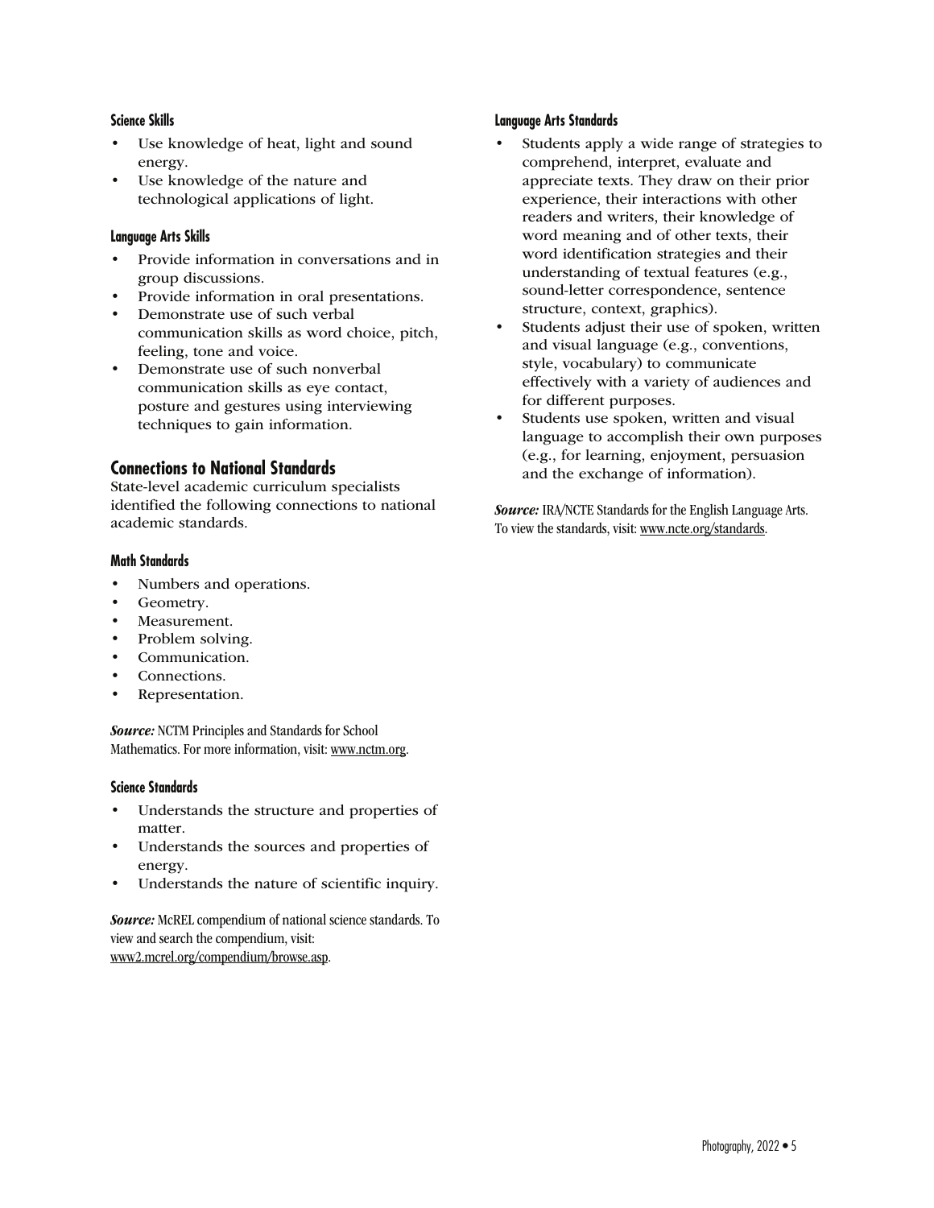#### Science Skills

- Use knowledge of heat, light and sound energy.
- Use knowledge of the nature and technological applications of light.

#### Language Arts Skills

- Provide information in conversations and in group discussions.
- Provide information in oral presentations.
- Demonstrate use of such verbal communication skills as word choice, pitch, feeling, tone and voice.
- Demonstrate use of such nonverbal communication skills as eye contact, posture and gestures using interviewing techniques to gain information.

### Connections to National Standards

State-level academic curriculum specialists identified the following connections to national academic standards.

#### Math Standards

- Numbers and operations.
- Geometry.
- Measurement.
- Problem solving.
- Communication.
- Connections.
- Representation.

***Source:*** NCTM Principles and Standards for School Mathematics. For more information, visit: www.nctm.org.

#### Science Standards

- Understands the structure and properties of matter.
- Understands the sources and properties of energy.
- Understands the nature of scientific inquiry.

***Source:*** McREL compendium of national science standards. To view and search the compendium, visit: www2.mcrel.org/compendium/browse.asp.

#### Language Arts Standards

- Students apply a wide range of strategies to comprehend, interpret, evaluate and appreciate texts. They draw on their prior experience, their interactions with other readers and writers, their knowledge of word meaning and of other texts, their word identification strategies and their understanding of textual features (e.g., sound-letter correspondence, sentence structure, context, graphics).
- Students adjust their use of spoken, written and visual language (e.g., conventions, style, vocabulary) to communicate effectively with a variety of audiences and for different purposes.
- Students use spoken, written and visual language to accomplish their own purposes (e.g., for learning, enjoyment, persuasion and the exchange of information).

***Source:*** IRA/NCTE Standards for the English Language Arts. To view the standards, visit: www.ncte.org/standards.